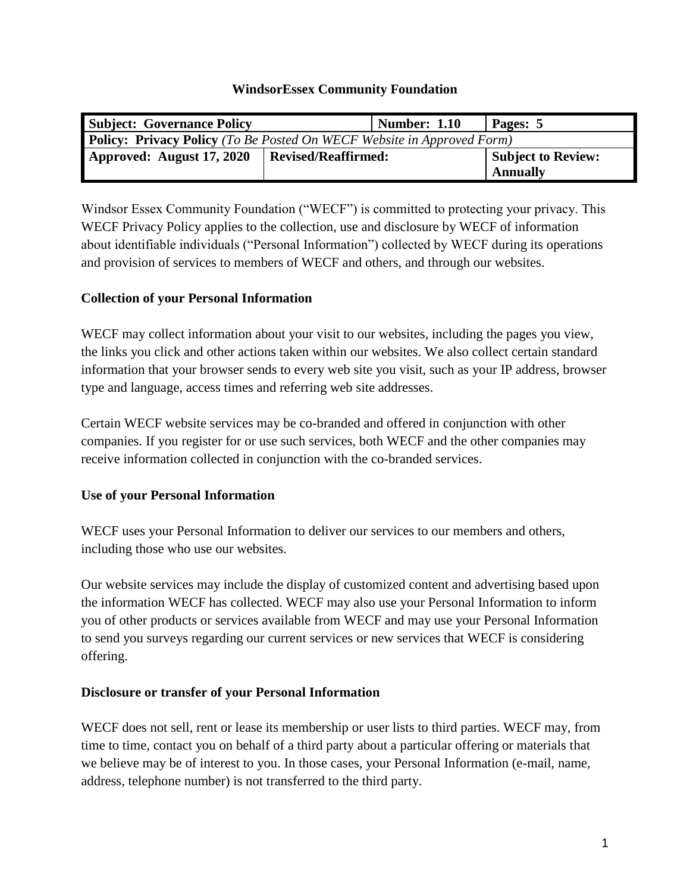**WindsorEssex Community Foundation**

| **Subject: Governance Policy** | | **Number: 1.10** | **Pages: 5** |
|---|---|---|---|
| **Policy: Privacy Policy** *(To Be Posted On WECF Website in Approved Form)* | | | |
| **Approved: August 17, 2020** | **Revised/Reaffirmed:** | | **Subject to Review: Annually** |

Windsor Essex Community Foundation ("WECF") is committed to protecting your privacy. This WECF Privacy Policy applies to the collection, use and disclosure by WECF of information about identifiable individuals ("Personal Information") collected by WECF during its operations and provision of services to members of WECF and others, and through our websites.

**Collection of your Personal Information**

WECF may collect information about your visit to our websites, including the pages you view, the links you click and other actions taken within our websites. We also collect certain standard information that your browser sends to every web site you visit, such as your IP address, browser type and language, access times and referring web site addresses.

Certain WECF website services may be co-branded and offered in conjunction with other companies. If you register for or use such services, both WECF and the other companies may receive information collected in conjunction with the co-branded services.

**Use of your Personal Information**

WECF uses your Personal Information to deliver our services to our members and others, including those who use our websites.

Our website services may include the display of customized content and advertising based upon the information WECF has collected. WECF may also use your Personal Information to inform you of other products or services available from WECF and may use your Personal Information to send you surveys regarding our current services or new services that WECF is considering offering.

**Disclosure or transfer of your Personal Information**

WECF does not sell, rent or lease its membership or user lists to third parties. WECF may, from time to time, contact you on behalf of a third party about a particular offering or materials that we believe may be of interest to you. In those cases, your Personal Information (e-mail, name, address, telephone number) is not transferred to the third party.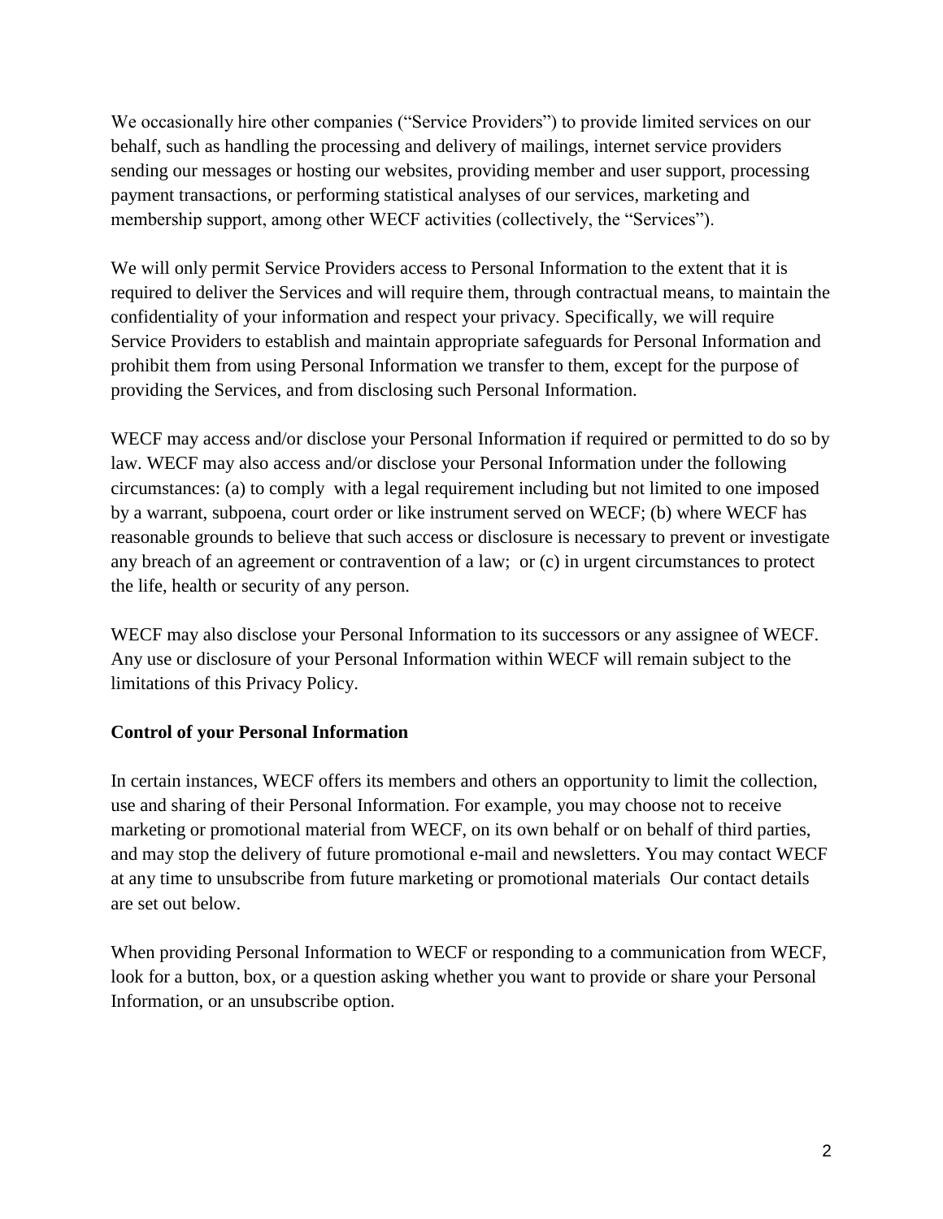We occasionally hire other companies ("Service Providers") to provide limited services on our behalf, such as handling the processing and delivery of mailings, internet service providers sending our messages or hosting our websites, providing member and user support, processing payment transactions, or performing statistical analyses of our services, marketing and membership support, among other WECF activities (collectively, the "Services").

We will only permit Service Providers access to Personal Information to the extent that it is required to deliver the Services and will require them, through contractual means, to maintain the confidentiality of your information and respect your privacy. Specifically, we will require Service Providers to establish and maintain appropriate safeguards for Personal Information and prohibit them from using Personal Information we transfer to them, except for the purpose of providing the Services, and from disclosing such Personal Information.

WECF may access and/or disclose your Personal Information if required or permitted to do so by law. WECF may also access and/or disclose your Personal Information under the following circumstances: (a) to comply with a legal requirement including but not limited to one imposed by a warrant, subpoena, court order or like instrument served on WECF; (b) where WECF has reasonable grounds to believe that such access or disclosure is necessary to prevent or investigate any breach of an agreement or contravention of a law; or (c) in urgent circumstances to protect the life, health or security of any person.

WECF may also disclose your Personal Information to its successors or any assignee of WECF. Any use or disclosure of your Personal Information within WECF will remain subject to the limitations of this Privacy Policy.

**Control of your Personal Information**

In certain instances, WECF offers its members and others an opportunity to limit the collection, use and sharing of their Personal Information. For example, you may choose not to receive marketing or promotional material from WECF, on its own behalf or on behalf of third parties, and may stop the delivery of future promotional e-mail and newsletters. You may contact WECF at any time to unsubscribe from future marketing or promotional materials Our contact details are set out below.

When providing Personal Information to WECF or responding to a communication from WECF, look for a button, box, or a question asking whether you want to provide or share your Personal Information, or an unsubscribe option.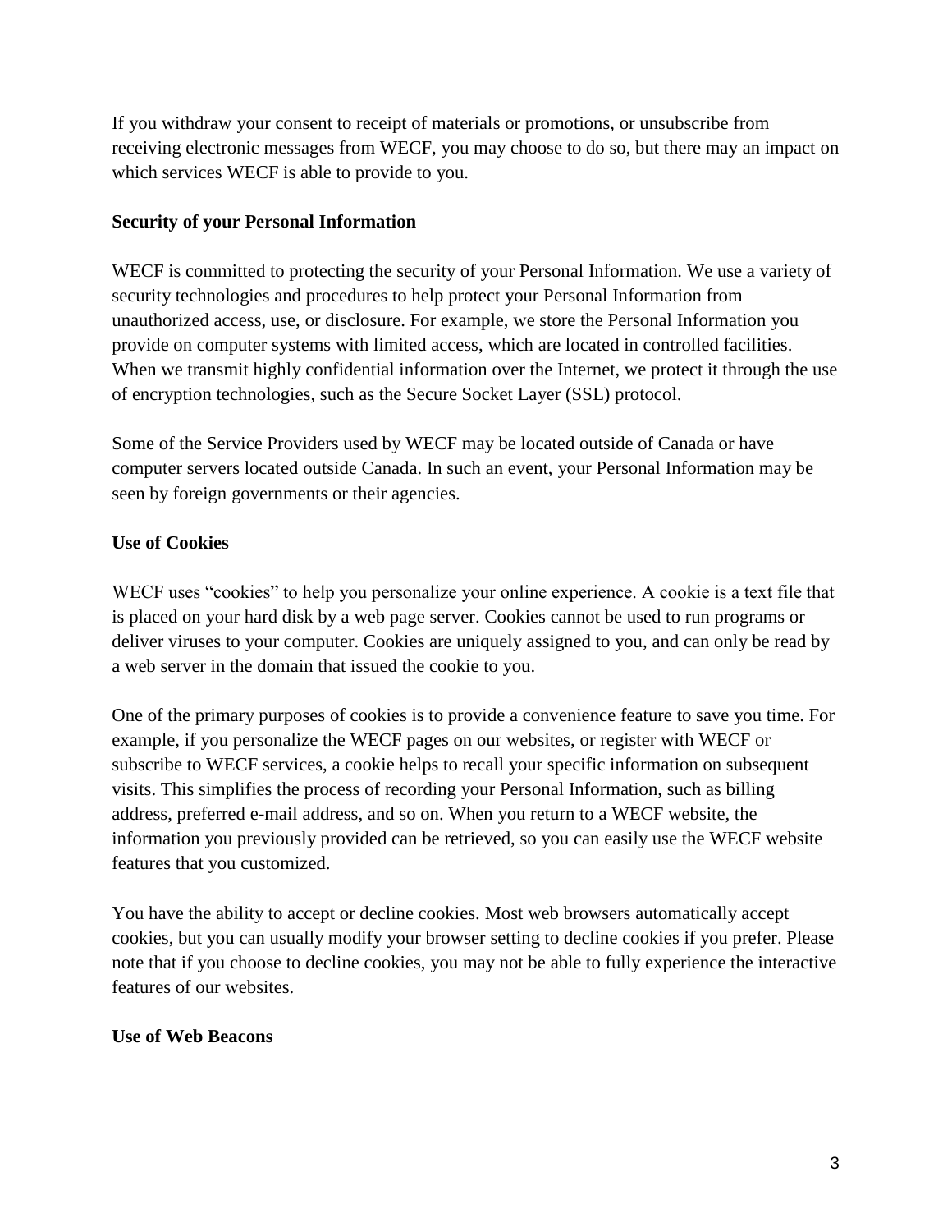If you withdraw your consent to receipt of materials or promotions, or unsubscribe from receiving electronic messages from WECF, you may choose to do so, but there may an impact on which services WECF is able to provide to you.

**Security of your Personal Information**

WECF is committed to protecting the security of your Personal Information. We use a variety of security technologies and procedures to help protect your Personal Information from unauthorized access, use, or disclosure. For example, we store the Personal Information you provide on computer systems with limited access, which are located in controlled facilities. When we transmit highly confidential information over the Internet, we protect it through the use of encryption technologies, such as the Secure Socket Layer (SSL) protocol.

Some of the Service Providers used by WECF may be located outside of Canada or have computer servers located outside Canada. In such an event, your Personal Information may be seen by foreign governments or their agencies.

**Use of Cookies**

WECF uses "cookies" to help you personalize your online experience. A cookie is a text file that is placed on your hard disk by a web page server. Cookies cannot be used to run programs or deliver viruses to your computer. Cookies are uniquely assigned to you, and can only be read by a web server in the domain that issued the cookie to you.

One of the primary purposes of cookies is to provide a convenience feature to save you time. For example, if you personalize the WECF pages on our websites, or register with WECF or subscribe to WECF services, a cookie helps to recall your specific information on subsequent visits. This simplifies the process of recording your Personal Information, such as billing address, preferred e-mail address, and so on. When you return to a WECF website, the information you previously provided can be retrieved, so you can easily use the WECF website features that you customized.

You have the ability to accept or decline cookies. Most web browsers automatically accept cookies, but you can usually modify your browser setting to decline cookies if you prefer. Please note that if you choose to decline cookies, you may not be able to fully experience the interactive features of our websites.

**Use of Web Beacons**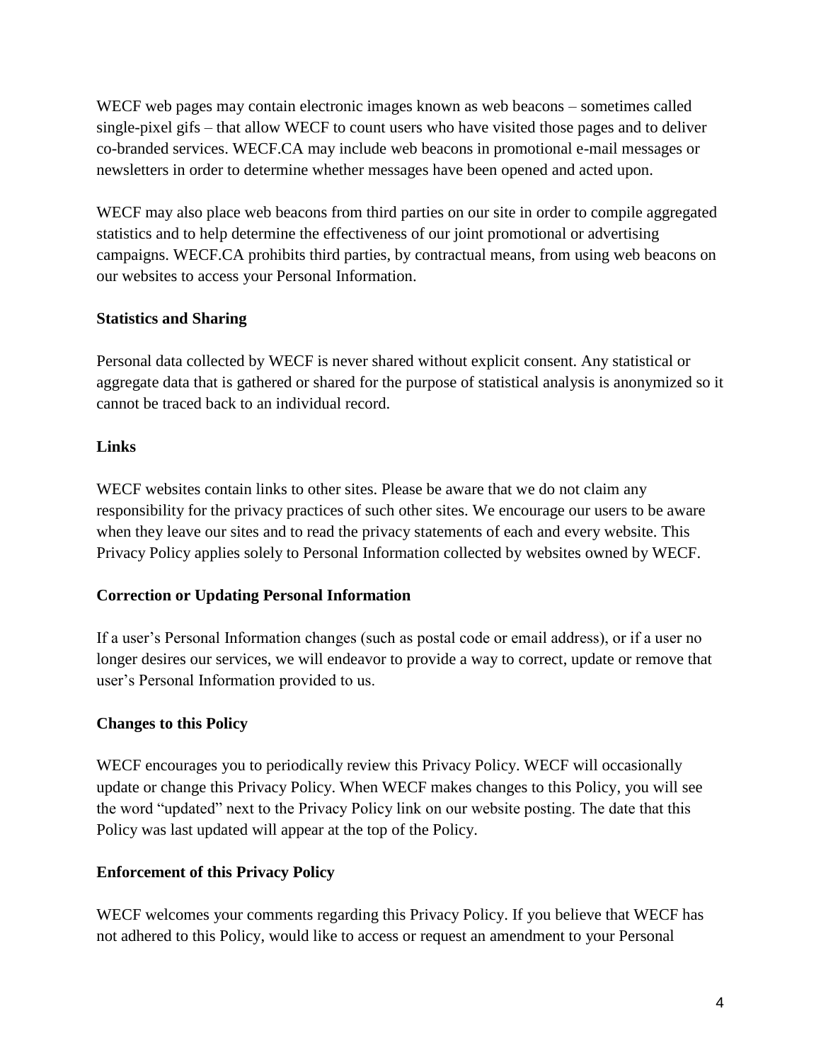WECF web pages may contain electronic images known as web beacons – sometimes called single-pixel gifs – that allow WECF to count users who have visited those pages and to deliver co-branded services. WECF.CA may include web beacons in promotional e-mail messages or newsletters in order to determine whether messages have been opened and acted upon.

WECF may also place web beacons from third parties on our site in order to compile aggregated statistics and to help determine the effectiveness of our joint promotional or advertising campaigns. WECF.CA prohibits third parties, by contractual means, from using web beacons on our websites to access your Personal Information.

**Statistics and Sharing**

Personal data collected by WECF is never shared without explicit consent. Any statistical or aggregate data that is gathered or shared for the purpose of statistical analysis is anonymized so it cannot be traced back to an individual record.

**Links**

WECF websites contain links to other sites. Please be aware that we do not claim any responsibility for the privacy practices of such other sites. We encourage our users to be aware when they leave our sites and to read the privacy statements of each and every website. This Privacy Policy applies solely to Personal Information collected by websites owned by WECF.

**Correction or Updating Personal Information**

If a user's Personal Information changes (such as postal code or email address), or if a user no longer desires our services, we will endeavor to provide a way to correct, update or remove that user's Personal Information provided to us.

**Changes to this Policy**

WECF encourages you to periodically review this Privacy Policy. WECF will occasionally update or change this Privacy Policy. When WECF makes changes to this Policy, you will see the word "updated" next to the Privacy Policy link on our website posting. The date that this Policy was last updated will appear at the top of the Policy.

**Enforcement of this Privacy Policy**

WECF welcomes your comments regarding this Privacy Policy. If you believe that WECF has not adhered to this Policy, would like to access or request an amendment to your Personal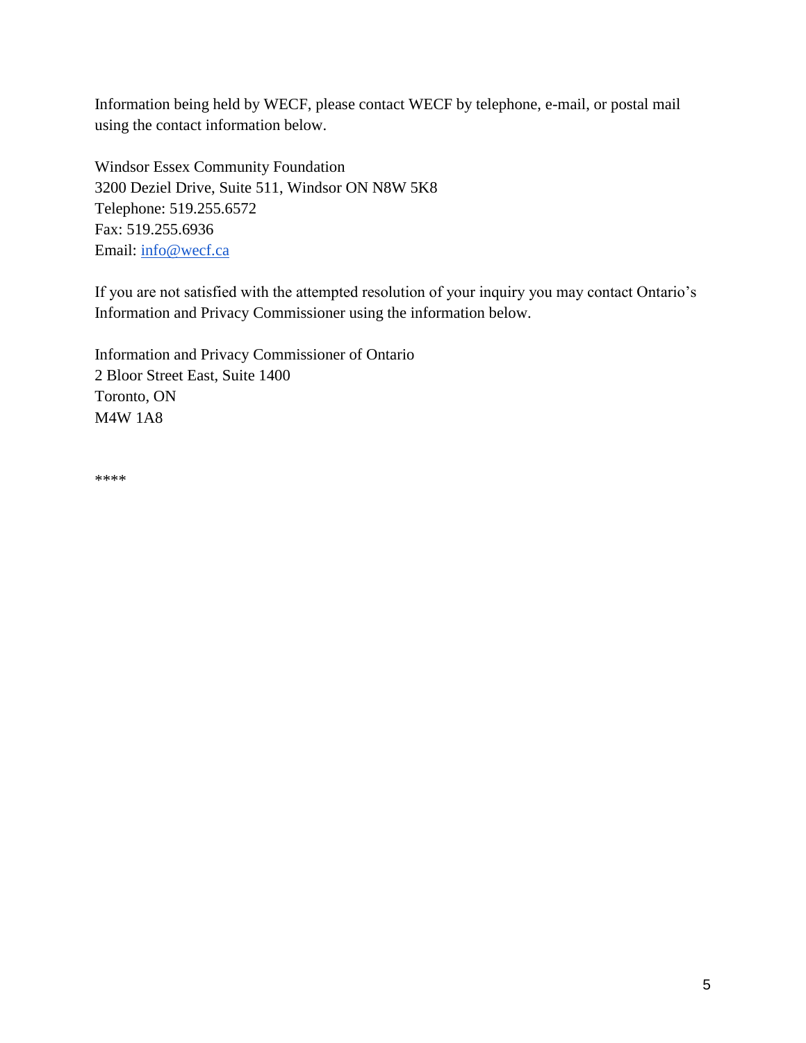Information being held by WECF, please contact WECF by telephone, e-mail, or postal mail using the contact information below.

Windsor Essex Community Foundation
3200 Deziel Drive, Suite 511, Windsor ON N8W 5K8
Telephone: 519.255.6572
Fax: 519.255.6936
Email: info@wecf.ca

If you are not satisfied with the attempted resolution of your inquiry you may contact Ontario's Information and Privacy Commissioner using the information below.

Information and Privacy Commissioner of Ontario
2 Bloor Street East, Suite 1400
Toronto, ON
M4W 1A8

****